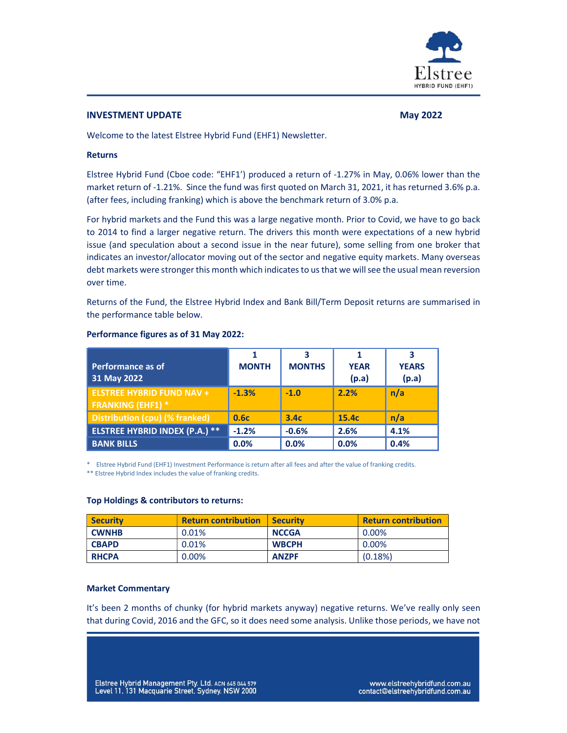## INVESTMENT UPDATE

**May 2022**

Welcome to the latest Elstree Hybrid Fund (EHF1) Newsletter.

### Returns

Elstree Hybrid Fund (Cboe code: "EHF1') produced a return of -1.27% in May, 0.06% lower than the market return of -1.21%. Since the fund was first quoted on March 31, 2021, it has returned 3.6% p.a. (after fees, including franking) which is above the benchmark return of 3.0% p.a.

For hybrid markets and the Fund this was a large negative month. Prior to Covid, we have to go back to 2014 to find a larger negative return. The drivers this month were expectations of a new hybrid issue (and speculation about a second issue in the near future), some selling from one broker that indicates an investor/allocator moving out of the sector and negative equity markets. Many overseas debt markets were stronger this month which indicates to us that we will see the usual mean reversion over time.

Returns of the Fund, the Elstree Hybrid Index and Bank Bill/Term Deposit returns are summarised in the performance table below.

**Performance figures as of 31 May 2022:**

| Performance as of 31 May 2022 | 1 MONTH | 3 MONTHS | 1 YEAR (p.a) | 3 YEARS (p.a) |
|---|---|---|---|---|
| ELSTREE HYBRID FUND NAV + FRANKING (EHF1) * | -1.3% | -1.0 | 2.2% | n/a |
| Distribution (cpu) (% franked) | 0.6c | 3.4c | 15.4c | n/a |
| ELSTREE HYBRID INDEX (P.A.) ** | -1.2% | -0.6% | 2.6% | 4.1% |
| BANK BILLS | 0.0% | 0.0% | 0.0% | 0.4% |

\* Elstree Hybrid Fund (EHF1) Investment Performance is return after all fees and after the value of franking credits.
** Elstree Hybrid Index includes the value of franking credits.

**Top Holdings & contributors to returns:**

| Security | Return contribution | Security | Return contribution |
|---|---|---|---|
| CWNHB | 0.01% | NCCGA | 0.00% |
| CBAPD | 0.01% | WBCPH | 0.00% |
| RHCPA | 0.00% | ANZPF | (0.18%) |

### Market Commentary

It's been 2 months of chunky (for hybrid markets anyway) negative returns. We've really only seen that during Covid, 2016 and the GFC, so it does need some analysis. Unlike those periods, we have not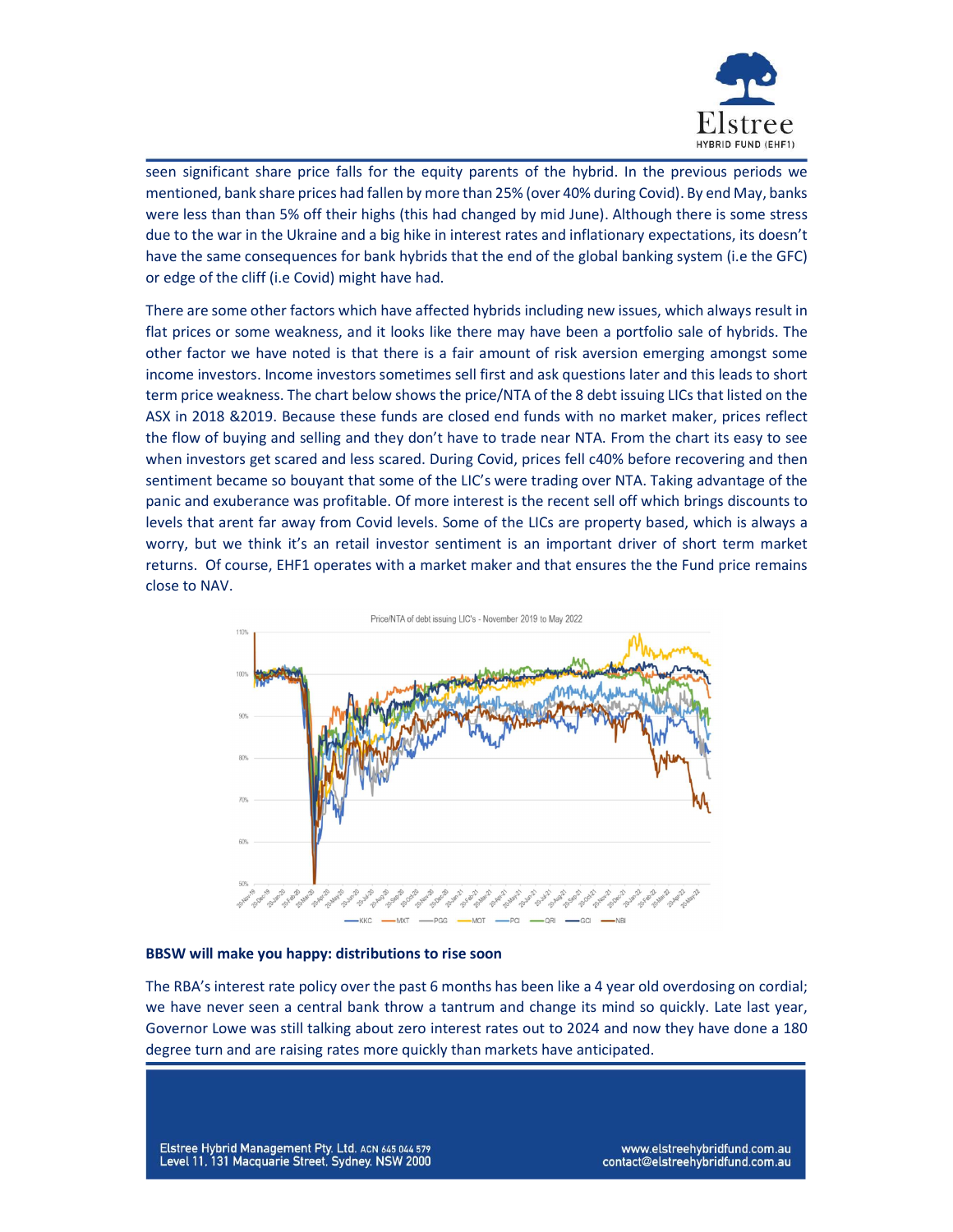seen significant share price falls for the equity parents of the hybrid. In the previous periods we mentioned, bank share prices had fallen by more than 25% (over 40% during Covid). By end May, banks were less than than 5% off their highs (this had changed by mid June). Although there is some stress due to the war in the Ukraine and a big hike in interest rates and inflationary expectations, its doesn't have the same consequences for bank hybrids that the end of the global banking system (i.e the GFC) or edge of the cliff (i.e Covid) might have had.

There are some other factors which have affected hybrids including new issues, which always result in flat prices or some weakness, and it looks like there may have been a portfolio sale of hybrids. The other factor we have noted is that there is a fair amount of risk aversion emerging amongst some income investors. Income investors sometimes sell first and ask questions later and this leads to short term price weakness. The chart below shows the price/NTA of the 8 debt issuing LICs that listed on the ASX in 2018 &2019. Because these funds are closed end funds with no market maker, prices reflect the flow of buying and selling and they don't have to trade near NTA. From the chart its easy to see when investors get scared and less scared. During Covid, prices fell c40% before recovering and then sentiment became so bouyant that some of the LIC's were trading over NTA. Taking advantage of the panic and exuberance was profitable. Of more interest is the recent sell off which brings discounts to levels that arent far away from Covid levels. Some of the LICs are property based, which is always a worry, but we think it's an retail investor sentiment is an important driver of short term market returns. Of course, EHF1 operates with a market maker and that ensures the the Fund price remains close to NAV.

Price/NTA of debt issuing LIC's - November 2019 to May 2022

**BBSW will make you happy: distributions to rise soon**

The RBA's interest rate policy over the past 6 months has been like a 4 year old overdosing on cordial; we have never seen a central bank throw a tantrum and change its mind so quickly. Late last year, Governor Lowe was still talking about zero interest rates out to 2024 and now they have done a 180 degree turn and are raising rates more quickly than markets have anticipated.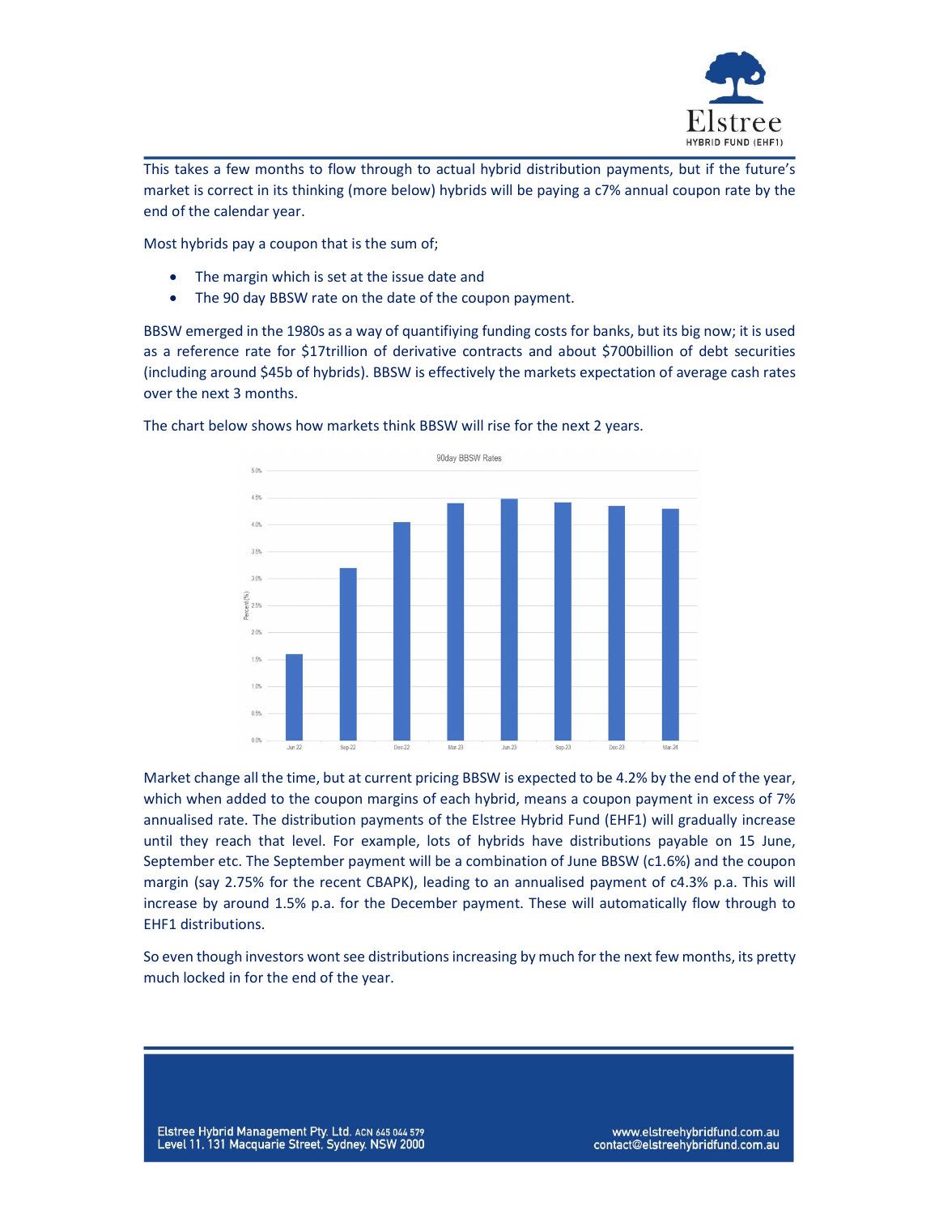This takes a few months to flow through to actual hybrid distribution payments, but if the future's market is correct in its thinking (more below) hybrids will be paying a c7% annual coupon rate by the end of the calendar year.

Most hybrids pay a coupon that is the sum of;

- The margin which is set at the issue date and
- The 90 day BBSW rate on the date of the coupon payment.

BBSW emerged in the 1980s as a way of quantifiying funding costs for banks, but its big now; it is used as a reference rate for $17trillion of derivative contracts and about $700billion of debt securities (including around $45b of hybrids). BBSW is effectively the markets expectation of average cash rates over the next 3 months.

The chart below shows how markets think BBSW will rise for the next 2 years.

Market change all the time, but at current pricing BBSW is expected to be 4.2% by the end of the year, which when added to the coupon margins of each hybrid, means a coupon payment in excess of 7% annualised rate. The distribution payments of the Elstree Hybrid Fund (EHF1) will gradually increase until they reach that level. For example, lots of hybrids have distributions payable on 15 June, September etc. The September payment will be a combination of June BBSW (c1.6%) and the coupon margin (say 2.75% for the recent CBAPK), leading to an annualised payment of c4.3% p.a. This will increase by around 1.5% p.a. for the December payment. These will automatically flow through to EHF1 distributions.

So even though investors wont see distributions increasing by much for the next few months, its pretty much locked in for the end of the year.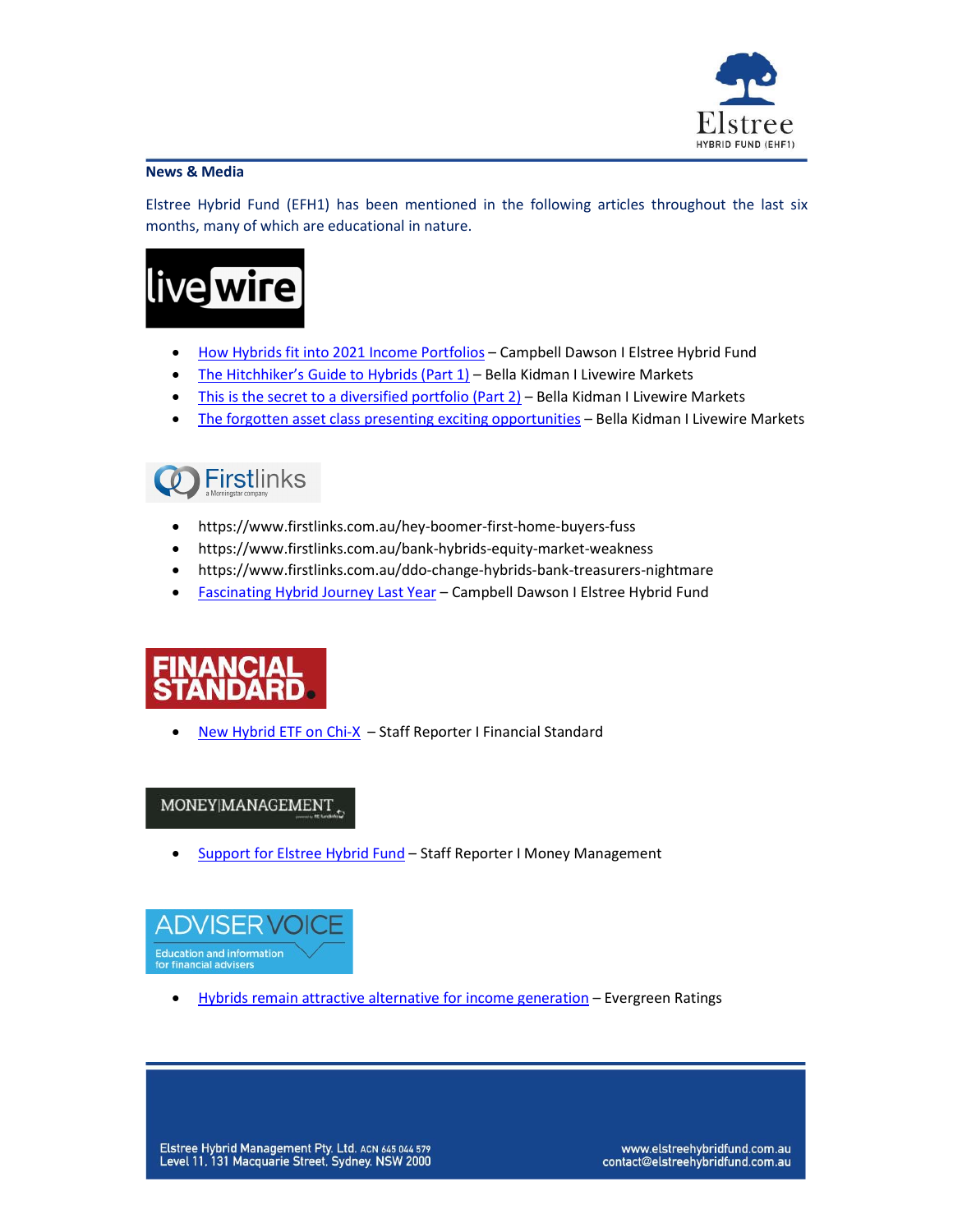## News & Media

Elstree Hybrid Fund (EFH1) has been mentioned in the following articles throughout the last six months, many of which are educational in nature.

### livewire

- How Hybrids fit into 2021 Income Portfolios – Campbell Dawson I Elstree Hybrid Fund
- The Hitchhiker's Guide to Hybrids (Part 1) – Bella Kidman I Livewire Markets
- This is the secret to a diversified portfolio (Part 2) – Bella Kidman I Livewire Markets
- The forgotten asset class presenting exciting opportunities – Bella Kidman I Livewire Markets

### Firstlinks

- https://www.firstlinks.com.au/hey-boomer-first-home-buyers-fuss
- https://www.firstlinks.com.au/bank-hybrids-equity-market-weakness
- https://www.firstlinks.com.au/ddo-change-hybrids-bank-treasurers-nightmare
- Fascinating Hybrid Journey Last Year – Campbell Dawson I Elstree Hybrid Fund

### FINANCIAL STANDARD

- New Hybrid ETF on Chi-X – Staff Reporter I Financial Standard

### MONEY|MANAGEMENT

- Support for Elstree Hybrid Fund – Staff Reporter I Money Management

### ADVISER VOICE

- Hybrids remain attractive alternative for income generation – Evergreen Ratings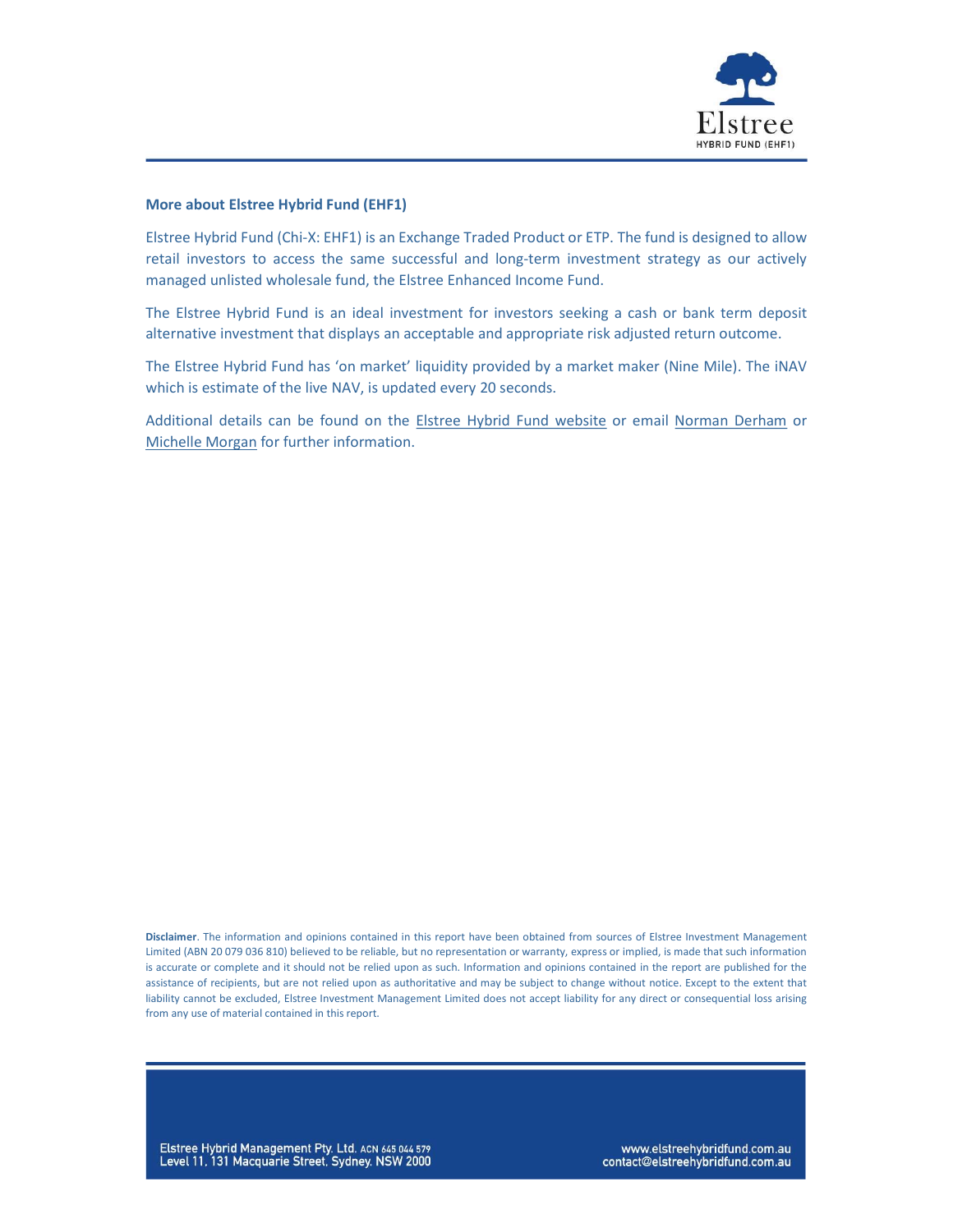## More about Elstree Hybrid Fund (EHF1)

Elstree Hybrid Fund (Chi-X: EHF1) is an Exchange Traded Product or ETP. The fund is designed to allow retail investors to access the same successful and long-term investment strategy as our actively managed unlisted wholesale fund, the Elstree Enhanced Income Fund.

The Elstree Hybrid Fund is an ideal investment for investors seeking a cash or bank term deposit alternative investment that displays an acceptable and appropriate risk adjusted return outcome.

The Elstree Hybrid Fund has 'on market' liquidity provided by a market maker (Nine Mile). The iNAV which is estimate of the live NAV, is updated every 20 seconds.

Additional details can be found on the Elstree Hybrid Fund website or email Norman Derham or Michelle Morgan for further information.

**Disclaimer**. The information and opinions contained in this report have been obtained from sources of Elstree Investment Management Limited (ABN 20 079 036 810) believed to be reliable, but no representation or warranty, express or implied, is made that such information is accurate or complete and it should not be relied upon as such. Information and opinions contained in the report are published for the assistance of recipients, but are not relied upon as authoritative and may be subject to change without notice. Except to the extent that liability cannot be excluded, Elstree Investment Management Limited does not accept liability for any direct or consequential loss arising from any use of material contained in this report.

Elstree Hybrid Management Pty. Ltd. ACN 645 044 579
Level 11, 131 Macquarie Street, Sydney, NSW 2000

www.elstreehybridfund.com.au
contact@elstreehybridfund.com.au